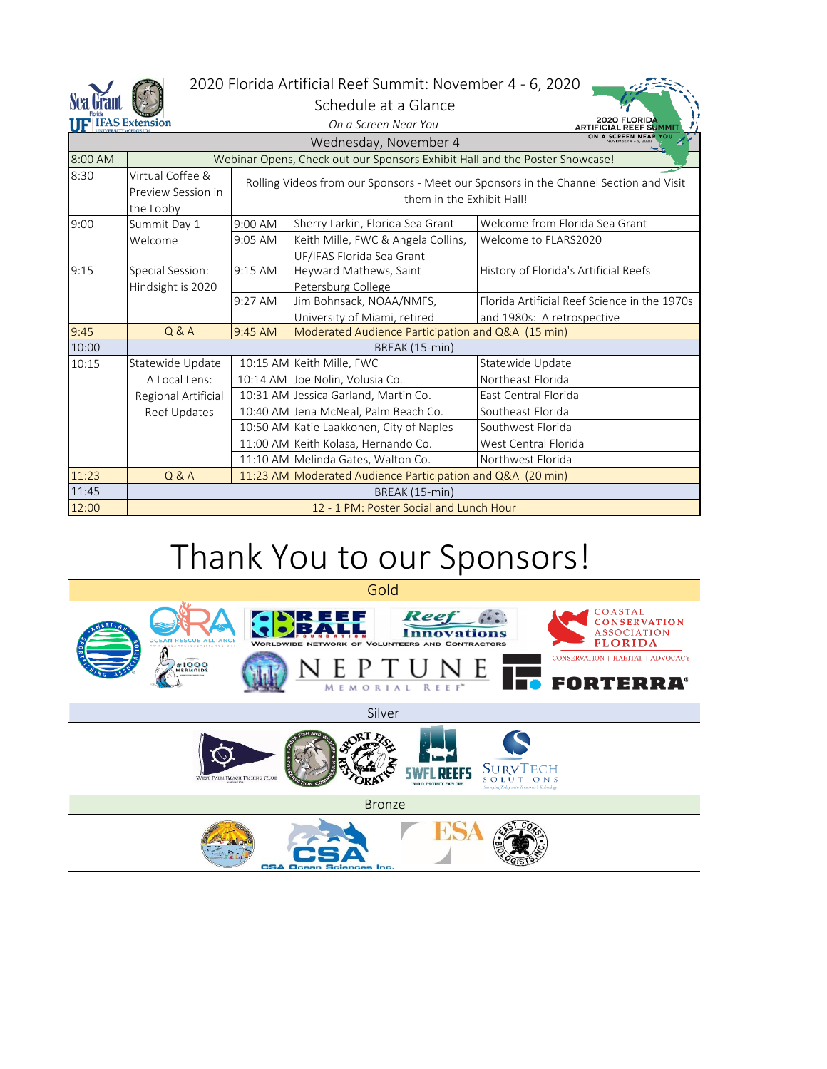# 2020 Florida Artificial Reef Summit: November 4 - 6, 2020

## Schedule at a Glance

*On a Screen Near You*

### Wednesday, November 4

| Time | Session | Time | Speaker | Topic |
|---|---|---|---|---|
| 8:00 AM | Webinar Opens, Check out our Sponsors Exhibit Hall and the Poster Showcase! | | | |
| 8:30 | Virtual Coffee & Preview Session in the Lobby | Rolling Videos from our Sponsors - Meet our Sponsors in the Channel Section and Visit them in the Exhibit Hall! | | |
| 9:00 | Summit Day 1 Welcome | 9:00 AM | Sherry Larkin, Florida Sea Grant | Welcome from Florida Sea Grant |
| | | 9:05 AM | Keith Mille, FWC & Angela Collins, UF/IFAS Florida Sea Grant | Welcome to FLARS2020 |
| 9:15 | Special Session: Hindsight is 2020 | 9:15 AM | Heyward Mathews, Saint Petersburg College | History of Florida's Artificial Reefs |
| | | 9:27 AM | Jim Bohnsack, NOAA/NMFS, University of Miami, retired | Florida Artificial Reef Science in the 1970s and 1980s: A retrospective |
| 9:45 | Q & A | 9:45 AM | Moderated Audience Participation and Q&A (15 min) | |
| 10:00 | BREAK (15-min) | | | |
| 10:15 | Statewide Update | 10:15 AM | Keith Mille, FWC | Statewide Update |
| | A Local Lens: Regional Artificial Reef Updates | 10:14 AM | Joe Nolin, Volusia Co. | Northeast Florida |
| | | 10:31 AM | Jessica Garland, Martin Co. | East Central Florida |
| | | 10:40 AM | Jena McNeal, Palm Beach Co. | Southeast Florida |
| | | 10:50 AM | Katie Laakkonen, City of Naples | Southwest Florida |
| | | 11:00 AM | Keith Kolasa, Hernando Co. | West Central Florida |
| | | 11:10 AM | Melinda Gates, Walton Co. | Northwest Florida |
| 11:23 | Q & A | 11:23 AM | Moderated Audience Participation and Q&A (20 min) | |
| 11:45 | BREAK (15-min) | | | |
| 12:00 | 12 - 1 PM: Poster Social and Lunch Hour | | | |

# Thank You to our Sponsors!

## Gold

## Silver

## Bronze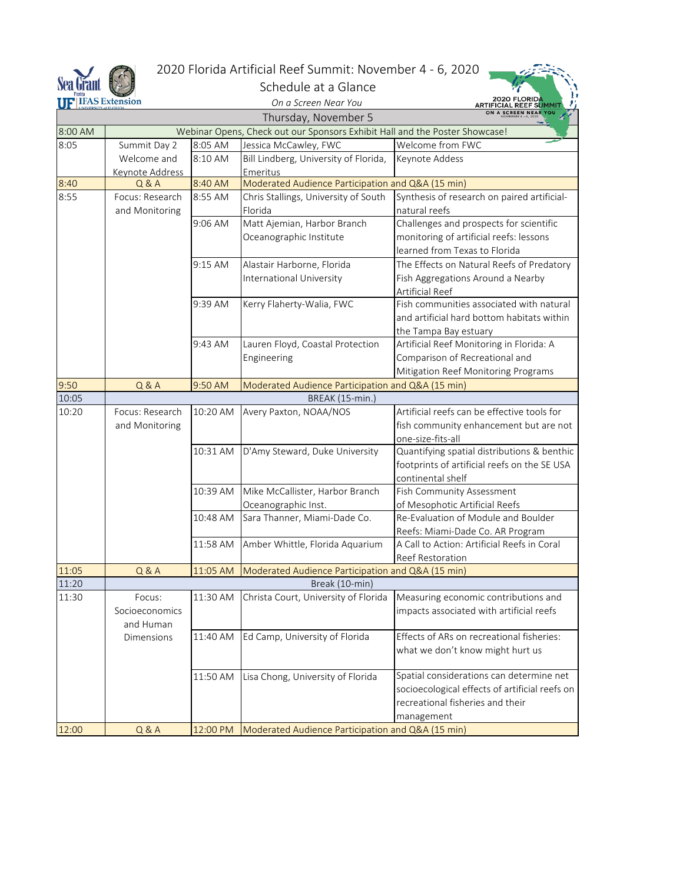# 2020 Florida Artificial Reef Summit: November 4 - 6, 2020

## Schedule at a Glance

*On a Screen Near You*

### Thursday, November 5

| | | | | |
|---|---|---|---|---|
| 8:00 AM | Webinar Opens, Check out our Sponsors Exhibit Hall and the Poster Showcase! | | | |
| 8:05 | Summit Day 2 Welcome and Keynote Address | 8:05 AM | Jessica McCawley, FWC | Welcome from FWC |
| | | 8:10 AM | Bill Lindberg, University of Florida, Emeritus | Keynote Addess |
| 8:40 | Q & A | 8:40 AM | Moderated Audience Participation and Q&A (15 min) | |
| 8:55 | Focus: Research and Monitoring | 8:55 AM | Chris Stallings, University of South Florida | Synthesis of research on paired artificial-natural reefs |
| | | 9:06 AM | Matt Ajemian, Harbor Branch Oceanographic Institute | Challenges and prospects for scientific monitoring of artificial reefs: lessons learned from Texas to Florida |
| | | 9:15 AM | Alastair Harborne, Florida International University | The Effects on Natural Reefs of Predatory Fish Aggregations Around a Nearby Artificial Reef |
| | | 9:39 AM | Kerry Flaherty-Walia, FWC | Fish communities associated with natural and artificial hard bottom habitats within the Tampa Bay estuary |
| | | 9:43 AM | Lauren Floyd, Coastal Protection Engineering | Artificial Reef Monitoring in Florida: A Comparison of Recreational and Mitigation Reef Monitoring Programs |
| 9:50 | Q & A | 9:50 AM | Moderated Audience Participation and Q&A (15 min) | |
| 10:05 | BREAK (15-min.) | | | |
| 10:20 | Focus: Research and Monitoring | 10:20 AM | Avery Paxton, NOAA/NOS | Artificial reefs can be effective tools for fish community enhancement but are not one-size-fits-all |
| | | 10:31 AM | D'Amy Steward, Duke University | Quantifying spatial distributions & benthic footprints of artificial reefs on the SE USA continental shelf |
| | | 10:39 AM | Mike McCallister, Harbor Branch Oceanographic Inst. | Fish Community Assessment of Mesophotic Artificial Reefs |
| | | 10:48 AM | Sara Thanner, Miami-Dade Co. | Re-Evaluation of Module and Boulder Reefs: Miami-Dade Co. AR Program |
| | | 11:58 AM | Amber Whittle, Florida Aquarium | A Call to Action: Artificial Reefs in Coral Reef Restoration |
| 11:05 | Q & A | 11:05 AM | Moderated Audience Participation and Q&A (15 min) | |
| 11:20 | Break (10-min) | | | |
| 11:30 | Focus: Socioeconomics and Human Dimensions | 11:30 AM | Christa Court, University of Florida | Measuring economic contributions and impacts associated with artificial reefs |
| | | 11:40 AM | Ed Camp, University of Florida | Effects of ARs on recreational fisheries: what we don't know might hurt us |
| | | 11:50 AM | Lisa Chong, University of Florida | Spatial considerations can determine net socioecological effects of artificial reefs on recreational fisheries and their management |
| 12:00 | Q & A | 12:00 PM | Moderated Audience Participation and Q&A (15 min) | |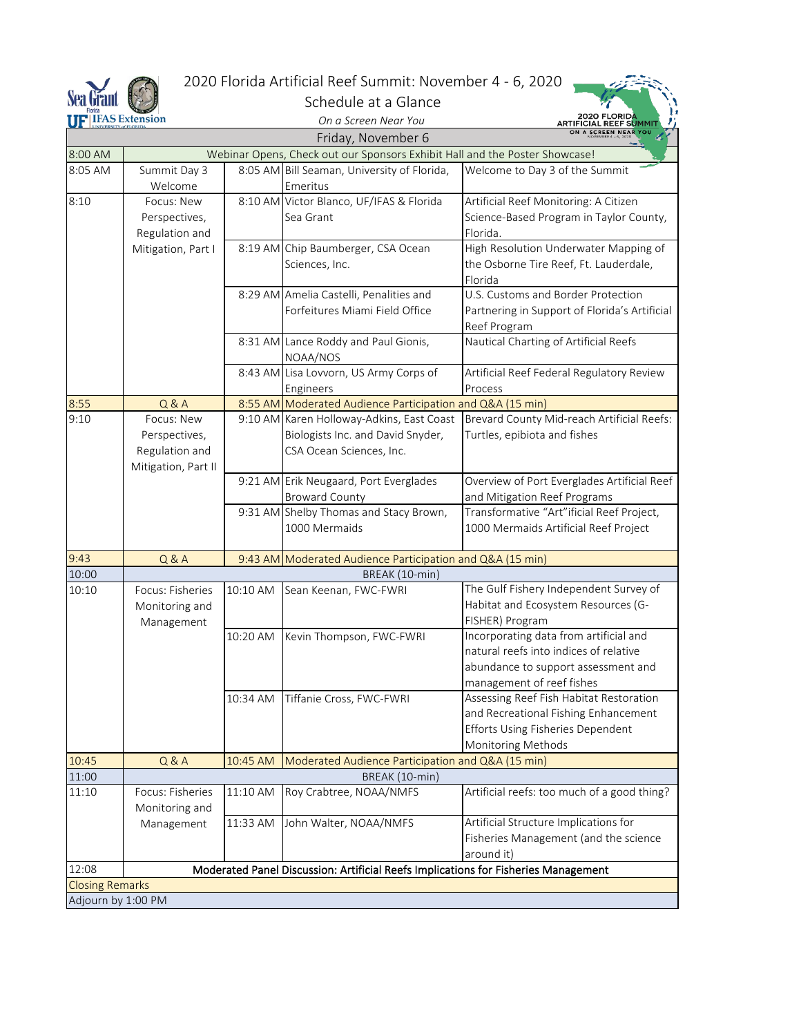# 2020 Florida Artificial Reef Summit: November 4 - 6, 2020

## Schedule at a Glance

*On a Screen Near You*

| Friday, November 6 | | | | |
|---|---|---|---|---|
| 8:00 AM | Webinar Opens, Check out our Sponsors Exhibit Hall and the Poster Showcase! | | | |
| 8:05 AM | Summit Day 3 Welcome | 8:05 AM | Bill Seaman, University of Florida, Emeritus | Welcome to Day 3 of the Summit |
| 8:10 | Focus: New Perspectives, Regulation and Mitigation, Part I | 8:10 AM | Victor Blanco, UF/IFAS & Florida Sea Grant | Artificial Reef Monitoring: A Citizen Science-Based Program in Taylor County, Florida. |
| | | 8:19 AM | Chip Baumberger, CSA Ocean Sciences, Inc. | High Resolution Underwater Mapping of the Osborne Tire Reef, Ft. Lauderdale, Florida |
| | | 8:29 AM | Amelia Castelli, Penalities and Forfeitures Miami Field Office | U.S. Customs and Border Protection Partnering in Support of Florida's Artificial Reef Program |
| | | 8:31 AM | Lance Roddy and Paul Gionis, NOAA/NOS | Nautical Charting of Artificial Reefs |
| | | 8:43 AM | Lisa Lovvorn, US Army Corps of Engineers | Artificial Reef Federal Regulatory Review Process |
| 8:55 | Q & A | 8:55 AM | Moderated Audience Participation and Q&A (15 min) | |
| 9:10 | Focus: New Perspectives, Regulation and Mitigation, Part II | 9:10 AM | Karen Holloway-Adkins, East Coast Biologists Inc. and David Snyder, CSA Ocean Sciences, Inc. | Brevard County Mid-reach Artificial Reefs: Turtles, epibiota and fishes |
| | | 9:21 AM | Erik Neugaard, Port Everglades Broward County | Overview of Port Everglades Artificial Reef and Mitigation Reef Programs |
| | | 9:31 AM | Shelby Thomas and Stacy Brown, 1000 Mermaids | Transformative "Art"ificial Reef Project, 1000 Mermaids Artificial Reef Project |
| 9:43 | Q & A | 9:43 AM | Moderated Audience Participation and Q&A (15 min) | |
| 10:00 | BREAK (10-min) | | | |
| 10:10 | Focus: Fisheries Monitoring and Management | 10:10 AM | Sean Keenan, FWC-FWRI | The Gulf Fishery Independent Survey of Habitat and Ecosystem Resources (G-FISHER) Program |
| | | 10:20 AM | Kevin Thompson, FWC-FWRI | Incorporating data from artificial and natural reefs into indices of relative abundance to support assessment and management of reef fishes |
| | | 10:34 AM | Tiffanie Cross, FWC-FWRI | Assessing Reef Fish Habitat Restoration and Recreational Fishing Enhancement Efforts Using Fisheries Dependent Monitoring Methods |
| 10:45 | Q & A | 10:45 AM | Moderated Audience Participation and Q&A (15 min) | |
| 11:00 | BREAK (10-min) | | | |
| 11:10 | Focus: Fisheries Monitoring and Management | 11:10 AM | Roy Crabtree, NOAA/NMFS | Artificial reefs: too much of a good thing? |
| | | 11:33 AM | John Walter, NOAA/NMFS | Artificial Structure Implications for Fisheries Management (and the science around it) |
| 12:08 | **Moderated Panel Discussion: Artificial Reefs Implications for Fisheries Management** | | | |
| Closing Remarks | | | | |
| Adjourn by 1:00 PM | | | | |